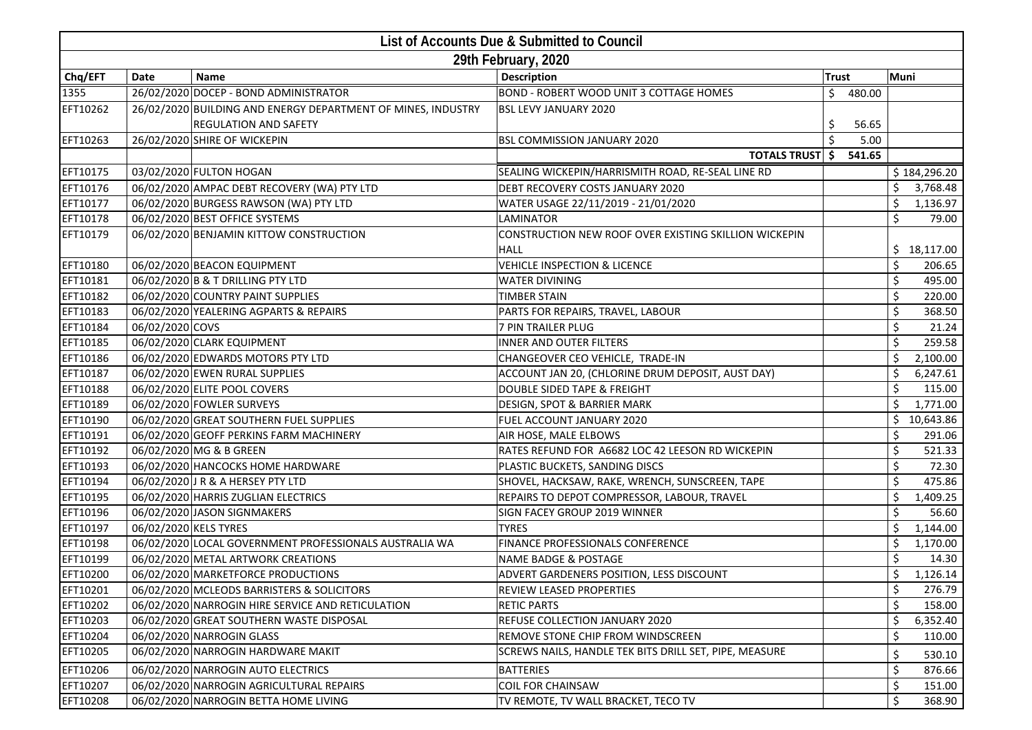# List of Accounts Due & Submitted to Council

## 29th February, 2020

| Chq/EFT | Date | Name | Description | Trust | Muni |
|---|---|---|---|---|---|
| 1355 | 26/02/2020 | DOCEP - BOND ADMINISTRATOR | BOND - ROBERT WOOD UNIT 3 COTTAGE HOMES | $ 480.00 | |
| EFT10262 | 26/02/2020 | BUILDING AND ENERGY DEPARTMENT OF MINES, INDUSTRY REGULATION AND SAFETY | BSL LEVY JANUARY 2020 | $ 56.65 | |
| EFT10263 | 26/02/2020 | SHIRE OF WICKEPIN | BSL COMMISSION JANUARY 2020 | $ 5.00 | |
| | | | TOTALS TRUST | $ 541.65 | |
| EFT10175 | 03/02/2020 | FULTON HOGAN | SEALING WICKEPIN/HARRISMITH ROAD, RE-SEAL LINE RD | | $ 184,296.20 |
| EFT10176 | 06/02/2020 | AMPAC DEBT RECOVERY (WA) PTY LTD | DEBT RECOVERY COSTS JANUARY 2020 | | $ 3,768.48 |
| EFT10177 | 06/02/2020 | BURGESS RAWSON (WA) PTY LTD | WATER USAGE 22/11/2019 - 21/01/2020 | | $ 1,136.97 |
| EFT10178 | 06/02/2020 | BEST OFFICE SYSTEMS | LAMINATOR | | $ 79.00 |
| EFT10179 | 06/02/2020 | BENJAMIN KITTOW CONSTRUCTION | CONSTRUCTION NEW ROOF OVER EXISTING SKILLION WICKEPIN HALL | | $ 18,117.00 |
| EFT10180 | 06/02/2020 | BEACON EQUIPMENT | VEHICLE INSPECTION & LICENCE | | $ 206.65 |
| EFT10181 | 06/02/2020 | B & T DRILLING PTY LTD | WATER DIVINING | | $ 495.00 |
| EFT10182 | 06/02/2020 | COUNTRY PAINT SUPPLIES | TIMBER STAIN | | $ 220.00 |
| EFT10183 | 06/02/2020 | YEALERING AGPARTS & REPAIRS | PARTS FOR REPAIRS, TRAVEL, LABOUR | | $ 368.50 |
| EFT10184 | 06/02/2020 | COVS | 7 PIN TRAILER PLUG | | $ 21.24 |
| EFT10185 | 06/02/2020 | CLARK EQUIPMENT | INNER AND OUTER FILTERS | | $ 259.58 |
| EFT10186 | 06/02/2020 | EDWARDS MOTORS PTY LTD | CHANGEOVER CEO VEHICLE, TRADE-IN | | $ 2,100.00 |
| EFT10187 | 06/02/2020 | EWEN RURAL SUPPLIES | ACCOUNT JAN 20, (CHLORINE DRUM DEPOSIT, AUST DAY) | | $ 6,247.61 |
| EFT10188 | 06/02/2020 | ELITE POOL COVERS | DOUBLE SIDED TAPE & FREIGHT | | $ 115.00 |
| EFT10189 | 06/02/2020 | FOWLER SURVEYS | DESIGN, SPOT & BARRIER MARK | | $ 1,771.00 |
| EFT10190 | 06/02/2020 | GREAT SOUTHERN FUEL SUPPLIES | FUEL ACCOUNT JANUARY 2020 | | $ 10,643.86 |
| EFT10191 | 06/02/2020 | GEOFF PERKINS FARM MACHINERY | AIR HOSE, MALE ELBOWS | | $ 291.06 |
| EFT10192 | 06/02/2020 | MG & B GREEN | RATES REFUND FOR A6682 LOC 42 LEESON RD WICKEPIN | | $ 521.33 |
| EFT10193 | 06/02/2020 | HANCOCKS HOME HARDWARE | PLASTIC BUCKETS, SANDING DISCS | | $ 72.30 |
| EFT10194 | 06/02/2020 | J R & A HERSEY PTY LTD | SHOVEL, HACKSAW, RAKE, WRENCH, SUNSCREEN, TAPE | | $ 475.86 |
| EFT10195 | 06/02/2020 | HARRIS ZUGLIAN ELECTRICS | REPAIRS TO DEPOT COMPRESSOR, LABOUR, TRAVEL | | $ 1,409.25 |
| EFT10196 | 06/02/2020 | JASON SIGNMAKERS | SIGN FACEY GROUP 2019 WINNER | | $ 56.60 |
| EFT10197 | 06/02/2020 | KELS TYRES | TYRES | | $ 1,144.00 |
| EFT10198 | 06/02/2020 | LOCAL GOVERNMENT PROFESSIONALS AUSTRALIA WA | FINANCE PROFESSIONALS CONFERENCE | | $ 1,170.00 |
| EFT10199 | 06/02/2020 | METAL ARTWORK CREATIONS | NAME BADGE & POSTAGE | | $ 14.30 |
| EFT10200 | 06/02/2020 | MARKETFORCE PRODUCTIONS | ADVERT GARDENERS POSITION, LESS DISCOUNT | | $ 1,126.14 |
| EFT10201 | 06/02/2020 | MCLEODS BARRISTERS & SOLICITORS | REVIEW LEASED PROPERTIES | | $ 276.79 |
| EFT10202 | 06/02/2020 | NARROGIN HIRE SERVICE AND RETICULATION | RETIC PARTS | | $ 158.00 |
| EFT10203 | 06/02/2020 | GREAT SOUTHERN WASTE DISPOSAL | REFUSE COLLECTION JANUARY 2020 | | $ 6,352.40 |
| EFT10204 | 06/02/2020 | NARROGIN GLASS | REMOVE STONE CHIP FROM WINDSCREEN | | $ 110.00 |
| EFT10205 | 06/02/2020 | NARROGIN HARDWARE MAKIT | SCREWS NAILS, HANDLE TEK BITS DRILL SET, PIPE, MEASURE | | $ 530.10 |
| EFT10206 | 06/02/2020 | NARROGIN AUTO ELECTRICS | BATTERIES | | $ 876.66 |
| EFT10207 | 06/02/2020 | NARROGIN AGRICULTURAL REPAIRS | COIL FOR CHAINSAW | | $ 151.00 |
| EFT10208 | 06/02/2020 | NARROGIN BETTA HOME LIVING | TV REMOTE, TV WALL BRACKET, TECO TV | | $ 368.90 |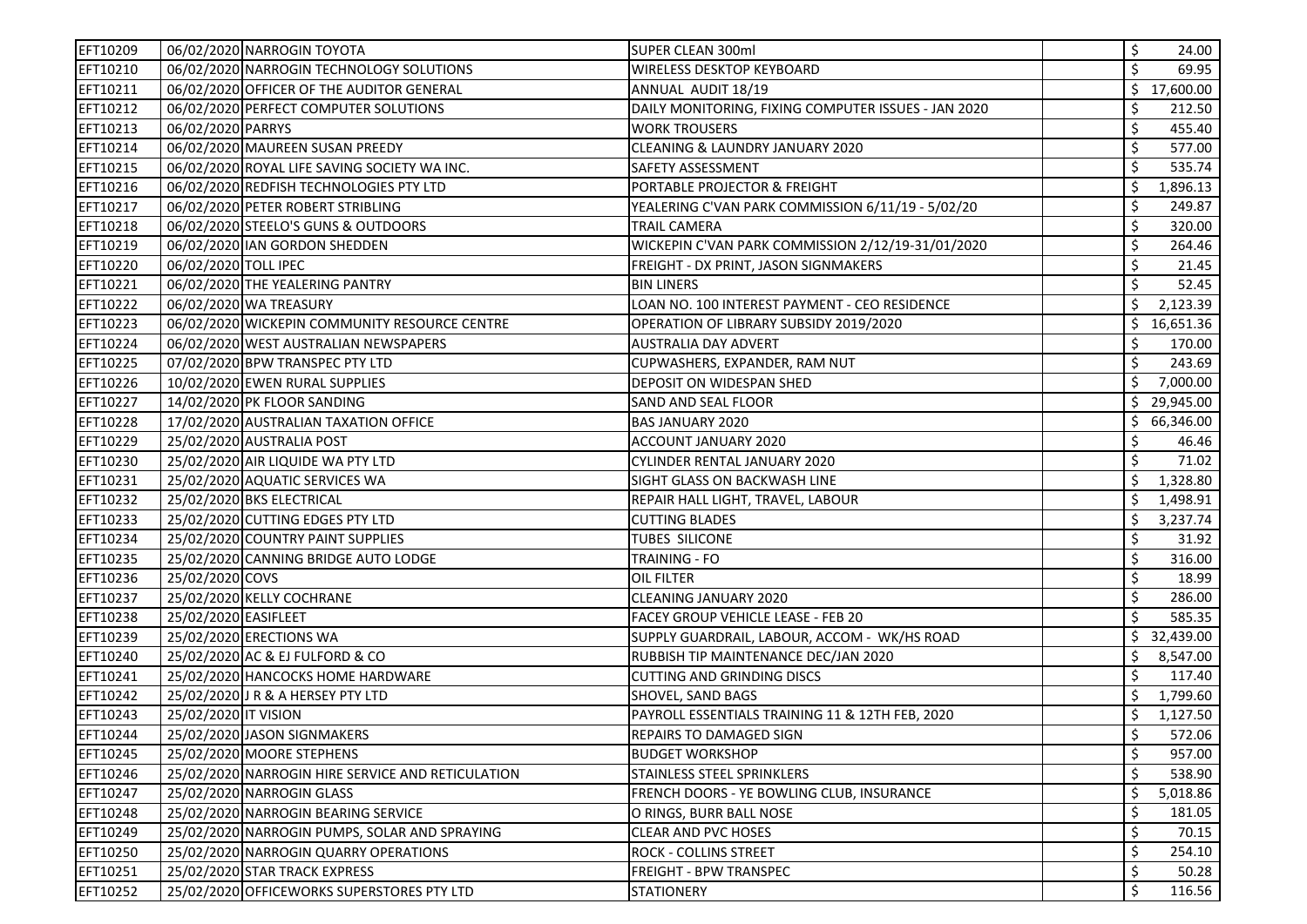| | | | | | |
|---|---|---|---|---|---|
| EFT10209 | 06/02/2020 | NARROGIN TOYOTA | SUPER CLEAN 300ml | | $ 24.00 |
| EFT10210 | 06/02/2020 | NARROGIN TECHNOLOGY SOLUTIONS | WIRELESS DESKTOP KEYBOARD | | $ 69.95 |
| EFT10211 | 06/02/2020 | OFFICER OF THE AUDITOR GENERAL | ANNUAL AUDIT 18/19 | | $ 17,600.00 |
| EFT10212 | 06/02/2020 | PERFECT COMPUTER SOLUTIONS | DAILY MONITORING, FIXING COMPUTER ISSUES - JAN 2020 | | $ 212.50 |
| EFT10213 | 06/02/2020 | PARRYS | WORK TROUSERS | | $ 455.40 |
| EFT10214 | 06/02/2020 | MAUREEN SUSAN PREEDY | CLEANING & LAUNDRY JANUARY 2020 | | $ 577.00 |
| EFT10215 | 06/02/2020 | ROYAL LIFE SAVING SOCIETY WA INC. | SAFETY ASSESSMENT | | $ 535.74 |
| EFT10216 | 06/02/2020 | REDFISH TECHNOLOGIES PTY LTD | PORTABLE PROJECTOR & FREIGHT | | $ 1,896.13 |
| EFT10217 | 06/02/2020 | PETER ROBERT STRIBLING | YEALERING C'VAN PARK COMMISSION 6/11/19 - 5/02/20 | | $ 249.87 |
| EFT10218 | 06/02/2020 | STEELO'S GUNS & OUTDOORS | TRAIL CAMERA | | $ 320.00 |
| EFT10219 | 06/02/2020 | IAN GORDON SHEDDEN | WICKEPIN C'VAN PARK COMMISSION 2/12/19-31/01/2020 | | $ 264.46 |
| EFT10220 | 06/02/2020 | TOLL IPEC | FREIGHT - DX PRINT, JASON SIGNMAKERS | | $ 21.45 |
| EFT10221 | 06/02/2020 | THE YEALERING PANTRY | BIN LINERS | | $ 52.45 |
| EFT10222 | 06/02/2020 | WA TREASURY | LOAN NO. 100 INTEREST PAYMENT - CEO RESIDENCE | | $ 2,123.39 |
| EFT10223 | 06/02/2020 | WICKEPIN COMMUNITY RESOURCE CENTRE | OPERATION OF LIBRARY SUBSIDY 2019/2020 | | $ 16,651.36 |
| EFT10224 | 06/02/2020 | WEST AUSTRALIAN NEWSPAPERS | AUSTRALIA DAY ADVERT | | $ 170.00 |
| EFT10225 | 07/02/2020 | BPW TRANSPEC PTY LTD | CUPWASHERS, EXPANDER, RAM NUT | | $ 243.69 |
| EFT10226 | 10/02/2020 | EWEN RURAL SUPPLIES | DEPOSIT ON WIDESPAN SHED | | $ 7,000.00 |
| EFT10227 | 14/02/2020 | PK FLOOR SANDING | SAND AND SEAL FLOOR | | $ 29,945.00 |
| EFT10228 | 17/02/2020 | AUSTRALIAN TAXATION OFFICE | BAS JANUARY 2020 | | $ 66,346.00 |
| EFT10229 | 25/02/2020 | AUSTRALIA POST | ACCOUNT JANUARY 2020 | | $ 46.46 |
| EFT10230 | 25/02/2020 | AIR LIQUIDE WA PTY LTD | CYLINDER RENTAL JANUARY 2020 | | $ 71.02 |
| EFT10231 | 25/02/2020 | AQUATIC SERVICES WA | SIGHT GLASS ON BACKWASH LINE | | $ 1,328.80 |
| EFT10232 | 25/02/2020 | BKS ELECTRICAL | REPAIR HALL LIGHT, TRAVEL, LABOUR | | $ 1,498.91 |
| EFT10233 | 25/02/2020 | CUTTING EDGES PTY LTD | CUTTING BLADES | | $ 3,237.74 |
| EFT10234 | 25/02/2020 | COUNTRY PAINT SUPPLIES | TUBES SILICONE | | $ 31.92 |
| EFT10235 | 25/02/2020 | CANNING BRIDGE AUTO LODGE | TRAINING - FO | | $ 316.00 |
| EFT10236 | 25/02/2020 | COVS | OIL FILTER | | $ 18.99 |
| EFT10237 | 25/02/2020 | KELLY COCHRANE | CLEANING JANUARY 2020 | | $ 286.00 |
| EFT10238 | 25/02/2020 | EASIFLEET | FACEY GROUP VEHICLE LEASE - FEB 20 | | $ 585.35 |
| EFT10239 | 25/02/2020 | ERECTIONS WA | SUPPLY GUARDRAIL, LABOUR, ACCOM - WK/HS ROAD | | $ 32,439.00 |
| EFT10240 | 25/02/2020 | AC & EJ FULFORD & CO | RUBBISH TIP MAINTENANCE DEC/JAN 2020 | | $ 8,547.00 |
| EFT10241 | 25/02/2020 | HANCOCKS HOME HARDWARE | CUTTING AND GRINDING DISCS | | $ 117.40 |
| EFT10242 | 25/02/2020 | J R & A HERSEY PTY LTD | SHOVEL, SAND BAGS | | $ 1,799.60 |
| EFT10243 | 25/02/2020 | IT VISION | PAYROLL ESSENTIALS TRAINING 11 & 12TH FEB, 2020 | | $ 1,127.50 |
| EFT10244 | 25/02/2020 | JASON SIGNMAKERS | REPAIRS TO DAMAGED SIGN | | $ 572.06 |
| EFT10245 | 25/02/2020 | MOORE STEPHENS | BUDGET WORKSHOP | | $ 957.00 |
| EFT10246 | 25/02/2020 | NARROGIN HIRE SERVICE AND RETICULATION | STAINLESS STEEL SPRINKLERS | | $ 538.90 |
| EFT10247 | 25/02/2020 | NARROGIN GLASS | FRENCH DOORS - YE BOWLING CLUB, INSURANCE | | $ 5,018.86 |
| EFT10248 | 25/02/2020 | NARROGIN BEARING SERVICE | O RINGS, BURR BALL NOSE | | $ 181.05 |
| EFT10249 | 25/02/2020 | NARROGIN PUMPS, SOLAR AND SPRAYING | CLEAR AND PVC HOSES | | $ 70.15 |
| EFT10250 | 25/02/2020 | NARROGIN QUARRY OPERATIONS | ROCK - COLLINS STREET | | $ 254.10 |
| EFT10251 | 25/02/2020 | STAR TRACK EXPRESS | FREIGHT - BPW TRANSPEC | | $ 50.28 |
| EFT10252 | 25/02/2020 | OFFICEWORKS SUPERSTORES PTY LTD | STATIONERY | | $ 116.56 |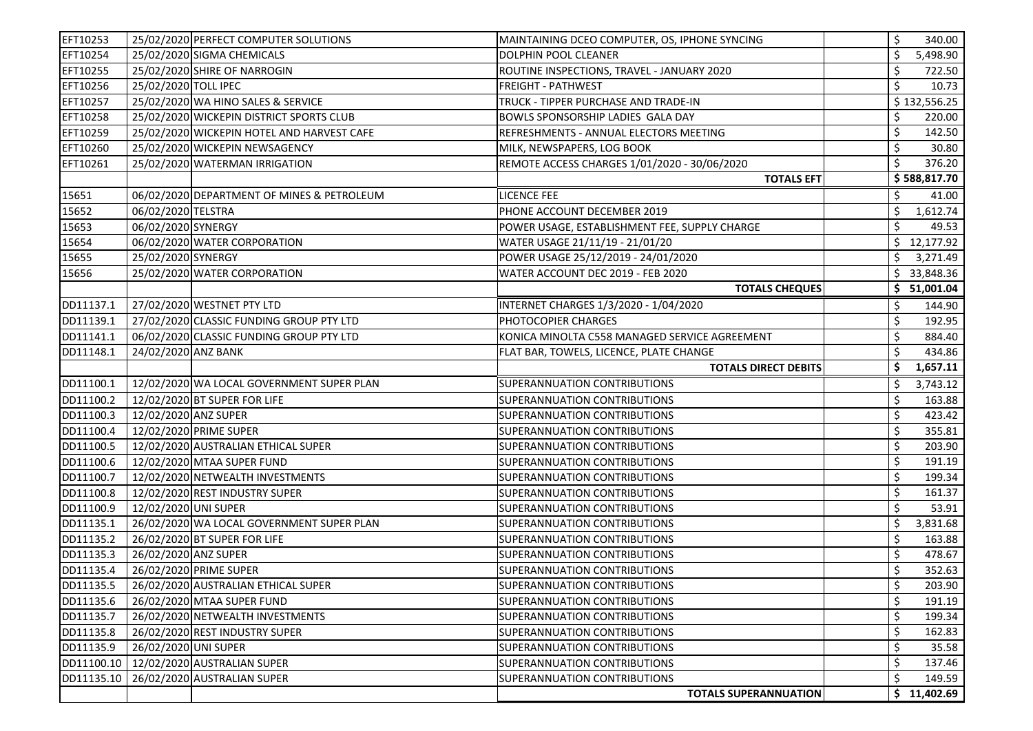| | | | | | |
|---|---|---|---|---|---|
| EFT10253 | 25/02/2020 | PERFECT COMPUTER SOLUTIONS | MAINTAINING DCEO COMPUTER, OS, IPHONE SYNCING | | $ 340.00 |
| EFT10254 | 25/02/2020 | SIGMA CHEMICALS | DOLPHIN POOL CLEANER | | $ 5,498.90 |
| EFT10255 | 25/02/2020 | SHIRE OF NARROGIN | ROUTINE INSPECTIONS, TRAVEL - JANUARY 2020 | | $ 722.50 |
| EFT10256 | 25/02/2020 | TOLL IPEC | FREIGHT - PATHWEST | | $ 10.73 |
| EFT10257 | 25/02/2020 | WA HINO SALES & SERVICE | TRUCK - TIPPER PURCHASE AND TRADE-IN | | $ 132,556.25 |
| EFT10258 | 25/02/2020 | WICKEPIN DISTRICT SPORTS CLUB | BOWLS SPONSORSHIP LADIES GALA DAY | | $ 220.00 |
| EFT10259 | 25/02/2020 | WICKEPIN HOTEL AND HARVEST CAFE | REFRESHMENTS - ANNUAL ELECTORS MEETING | | $ 142.50 |
| EFT10260 | 25/02/2020 | WICKEPIN NEWSAGENCY | MILK, NEWSPAPERS, LOG BOOK | | $ 30.80 |
| EFT10261 | 25/02/2020 | WATERMAN IRRIGATION | REMOTE ACCESS CHARGES 1/01/2020 - 30/06/2020 | | $ 376.20 |
| | | | **TOTALS EFT** | | **$ 588,817.70** |
| 15651 | 06/02/2020 | DEPARTMENT OF MINES & PETROLEUM | LICENCE FEE | | $ 41.00 |
| 15652 | 06/02/2020 | TELSTRA | PHONE ACCOUNT DECEMBER 2019 | | $ 1,612.74 |
| 15653 | 06/02/2020 | SYNERGY | POWER USAGE, ESTABLISHMENT FEE, SUPPLY CHARGE | | $ 49.53 |
| 15654 | 06/02/2020 | WATER CORPORATION | WATER USAGE 21/11/19 - 21/01/20 | | $ 12,177.92 |
| 15655 | 25/02/2020 | SYNERGY | POWER USAGE 25/12/2019 - 24/01/2020 | | $ 3,271.49 |
| 15656 | 25/02/2020 | WATER CORPORATION | WATER ACCOUNT DEC 2019 - FEB 2020 | | $ 33,848.36 |
| | | | **TOTALS CHEQUES** | | **$ 51,001.04** |
| DD11137.1 | 27/02/2020 | WESTNET PTY LTD | INTERNET CHARGES 1/3/2020 - 1/04/2020 | | $ 144.90 |
| DD11139.1 | 27/02/2020 | CLASSIC FUNDING GROUP PTY LTD | PHOTOCOPIER CHARGES | | $ 192.95 |
| DD11141.1 | 06/02/2020 | CLASSIC FUNDING GROUP PTY LTD | KONICA MINOLTA C558 MANAGED SERVICE AGREEMENT | | $ 884.40 |
| DD11148.1 | 24/02/2020 | ANZ BANK | FLAT BAR, TOWELS, LICENCE, PLATE CHANGE | | $ 434.86 |
| | | | **TOTALS DIRECT DEBITS** | | **$ 1,657.11** |
| DD11100.1 | 12/02/2020 | WA LOCAL GOVERNMENT SUPER PLAN | SUPERANNUATION CONTRIBUTIONS | | $ 3,743.12 |
| DD11100.2 | 12/02/2020 | BT SUPER FOR LIFE | SUPERANNUATION CONTRIBUTIONS | | $ 163.88 |
| DD11100.3 | 12/02/2020 | ANZ SUPER | SUPERANNUATION CONTRIBUTIONS | | $ 423.42 |
| DD11100.4 | 12/02/2020 | PRIME SUPER | SUPERANNUATION CONTRIBUTIONS | | $ 355.81 |
| DD11100.5 | 12/02/2020 | AUSTRALIAN ETHICAL SUPER | SUPERANNUATION CONTRIBUTIONS | | $ 203.90 |
| DD11100.6 | 12/02/2020 | MTAA SUPER FUND | SUPERANNUATION CONTRIBUTIONS | | $ 191.19 |
| DD11100.7 | 12/02/2020 | NETWEALTH INVESTMENTS | SUPERANNUATION CONTRIBUTIONS | | $ 199.34 |
| DD11100.8 | 12/02/2020 | REST INDUSTRY SUPER | SUPERANNUATION CONTRIBUTIONS | | $ 161.37 |
| DD11100.9 | 12/02/2020 | UNI SUPER | SUPERANNUATION CONTRIBUTIONS | | $ 53.91 |
| DD11135.1 | 26/02/2020 | WA LOCAL GOVERNMENT SUPER PLAN | SUPERANNUATION CONTRIBUTIONS | | $ 3,831.68 |
| DD11135.2 | 26/02/2020 | BT SUPER FOR LIFE | SUPERANNUATION CONTRIBUTIONS | | $ 163.88 |
| DD11135.3 | 26/02/2020 | ANZ SUPER | SUPERANNUATION CONTRIBUTIONS | | $ 478.67 |
| DD11135.4 | 26/02/2020 | PRIME SUPER | SUPERANNUATION CONTRIBUTIONS | | $ 352.63 |
| DD11135.5 | 26/02/2020 | AUSTRALIAN ETHICAL SUPER | SUPERANNUATION CONTRIBUTIONS | | $ 203.90 |
| DD11135.6 | 26/02/2020 | MTAA SUPER FUND | SUPERANNUATION CONTRIBUTIONS | | $ 191.19 |
| DD11135.7 | 26/02/2020 | NETWEALTH INVESTMENTS | SUPERANNUATION CONTRIBUTIONS | | $ 199.34 |
| DD11135.8 | 26/02/2020 | REST INDUSTRY SUPER | SUPERANNUATION CONTRIBUTIONS | | $ 162.83 |
| DD11135.9 | 26/02/2020 | UNI SUPER | SUPERANNUATION CONTRIBUTIONS | | $ 35.58 |
| DD11100.10 | 12/02/2020 | AUSTRALIAN SUPER | SUPERANNUATION CONTRIBUTIONS | | $ 137.46 |
| DD11135.10 | 26/02/2020 | AUSTRALIAN SUPER | SUPERANNUATION CONTRIBUTIONS | | $ 149.59 |
| | | | **TOTALS SUPERANNUATION** | | **$ 11,402.69** |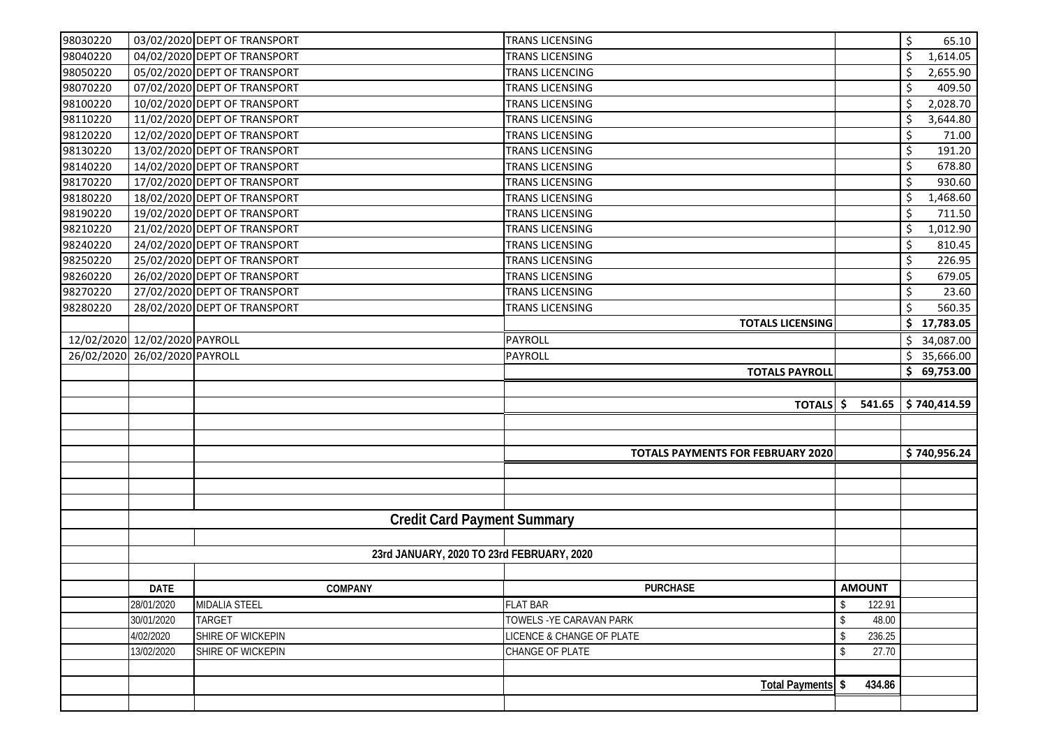| | | | | | |
|---|---|---|---|---|---|
| 98030220 | 03/02/2020 | DEPT OF TRANSPORT | TRANS LICENSING | | $ 65.10 |
| 98040220 | 04/02/2020 | DEPT OF TRANSPORT | TRANS LICENSING | | $ 1,614.05 |
| 98050220 | 05/02/2020 | DEPT OF TRANSPORT | TRANS LICENCING | | $ 2,655.90 |
| 98070220 | 07/02/2020 | DEPT OF TRANSPORT | TRANS LICENSING | | $ 409.50 |
| 98100220 | 10/02/2020 | DEPT OF TRANSPORT | TRANS LICENSING | | $ 2,028.70 |
| 98110220 | 11/02/2020 | DEPT OF TRANSPORT | TRANS LICENSING | | $ 3,644.80 |
| 98120220 | 12/02/2020 | DEPT OF TRANSPORT | TRANS LICENSING | | $ 71.00 |
| 98130220 | 13/02/2020 | DEPT OF TRANSPORT | TRANS LICENSING | | $ 191.20 |
| 98140220 | 14/02/2020 | DEPT OF TRANSPORT | TRANS LICENSING | | $ 678.80 |
| 98170220 | 17/02/2020 | DEPT OF TRANSPORT | TRANS LICENSING | | $ 930.60 |
| 98180220 | 18/02/2020 | DEPT OF TRANSPORT | TRANS LICENSING | | $ 1,468.60 |
| 98190220 | 19/02/2020 | DEPT OF TRANSPORT | TRANS LICENSING | | $ 711.50 |
| 98210220 | 21/02/2020 | DEPT OF TRANSPORT | TRANS LICENSING | | $ 1,012.90 |
| 98240220 | 24/02/2020 | DEPT OF TRANSPORT | TRANS LICENSING | | $ 810.45 |
| 98250220 | 25/02/2020 | DEPT OF TRANSPORT | TRANS LICENSING | | $ 226.95 |
| 98260220 | 26/02/2020 | DEPT OF TRANSPORT | TRANS LICENSING | | $ 679.05 |
| 98270220 | 27/02/2020 | DEPT OF TRANSPORT | TRANS LICENSING | | $ 23.60 |
| 98280220 | 28/02/2020 | DEPT OF TRANSPORT | TRANS LICENSING | | $ 560.35 |
| | | | **TOTALS LICENSING** | | **$ 17,783.05** |
| 12/02/2020 | 12/02/2020 | PAYROLL | PAYROLL | | $ 34,087.00 |
| 26/02/2020 | 26/02/2020 | PAYROLL | PAYROLL | | $ 35,666.00 |
| | | | **TOTALS PAYROLL** | | **$ 69,753.00** |
| | | | | | |
| | | | **TOTALS** | **$ 541.65** | **$ 740,414.59** |
| | | | | | |
| | | | | | |
| | | | **TOTALS PAYMENTS FOR FEBRUARY 2020** | | **$ 740,956.24** |

## Credit Card Payment Summary

**23rd JANUARY, 2020 TO 23rd FEBRUARY, 2020**

| DATE | COMPANY | PURCHASE | AMOUNT |
|---|---|---|---|
| 28/01/2020 | MIDALIA STEEL | FLAT BAR | $ 122.91 |
| 30/01/2020 | TARGET | TOWELS -YE CARAVAN PARK | $ 48.00 |
| 4/02/2020 | SHIRE OF WICKEPIN | LICENCE & CHANGE OF PLATE | $ 236.25 |
| 13/02/2020 | SHIRE OF WICKEPIN | CHANGE OF PLATE | $ 27.70 |
| | | | |
| | | **Total Payments** | **$ 434.86** |